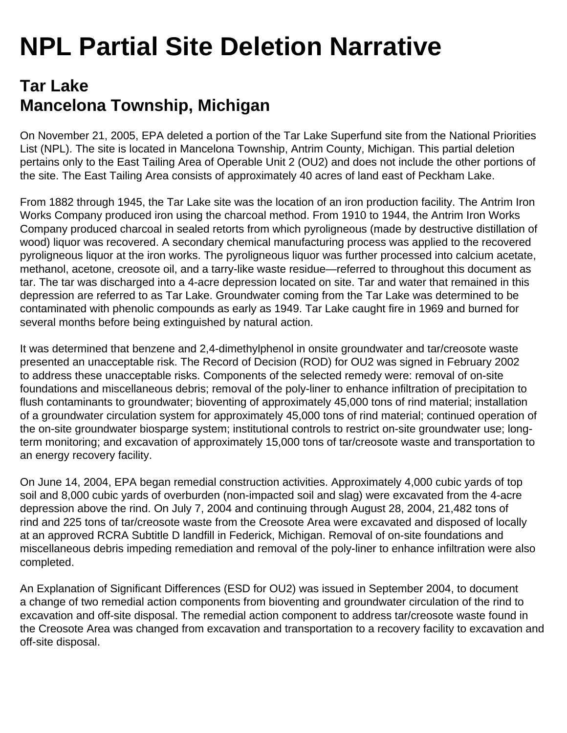# NPL Partial Site Deletion Narrative

## Tar Lake
## Mancelona Township, Michigan

On November 21, 2005, EPA deleted a portion of the Tar Lake Superfund site from the National Priorities List (NPL). The site is located in Mancelona Township, Antrim County, Michigan. This partial deletion pertains only to the East Tailing Area of Operable Unit 2 (OU2) and does not include the other portions of the site. The East Tailing Area consists of approximately 40 acres of land east of Peckham Lake.

From 1882 through 1945, the Tar Lake site was the location of an iron production facility. The Antrim Iron Works Company produced iron using the charcoal method. From 1910 to 1944, the Antrim Iron Works Company produced charcoal in sealed retorts from which pyroligneous (made by destructive distillation of wood) liquor was recovered. A secondary chemical manufacturing process was applied to the recovered pyroligneous liquor at the iron works. The pyroligneous liquor was further processed into calcium acetate, methanol, acetone, creosote oil, and a tarry-like waste residue—referred to throughout this document as tar. The tar was discharged into a 4-acre depression located on site. Tar and water that remained in this depression are referred to as Tar Lake. Groundwater coming from the Tar Lake was determined to be contaminated with phenolic compounds as early as 1949. Tar Lake caught fire in 1969 and burned for several months before being extinguished by natural action.

It was determined that benzene and 2,4-dimethylphenol in onsite groundwater and tar/creosote waste presented an unacceptable risk. The Record of Decision (ROD) for OU2 was signed in February 2002 to address these unacceptable risks. Components of the selected remedy were: removal of on-site foundations and miscellaneous debris; removal of the poly-liner to enhance infiltration of precipitation to flush contaminants to groundwater; bioventing of approximately 45,000 tons of rind material; installation of a groundwater circulation system for approximately 45,000 tons of rind material; continued operation of the on-site groundwater biosparge system; institutional controls to restrict on-site groundwater use; long-term monitoring; and excavation of approximately 15,000 tons of tar/creosote waste and transportation to an energy recovery facility.

On June 14, 2004, EPA began remedial construction activities. Approximately 4,000 cubic yards of top soil and 8,000 cubic yards of overburden (non-impacted soil and slag) were excavated from the 4-acre depression above the rind. On July 7, 2004 and continuing through August 28, 2004, 21,482 tons of rind and 225 tons of tar/creosote waste from the Creosote Area were excavated and disposed of locally at an approved RCRA Subtitle D landfill in Federick, Michigan. Removal of on-site foundations and miscellaneous debris impeding remediation and removal of the poly-liner to enhance infiltration were also completed.

An Explanation of Significant Differences (ESD for OU2) was issued in September 2004, to document a change of two remedial action components from bioventing and groundwater circulation of the rind to excavation and off-site disposal. The remedial action component to address tar/creosote waste found in the Creosote Area was changed from excavation and transportation to a recovery facility to excavation and off-site disposal.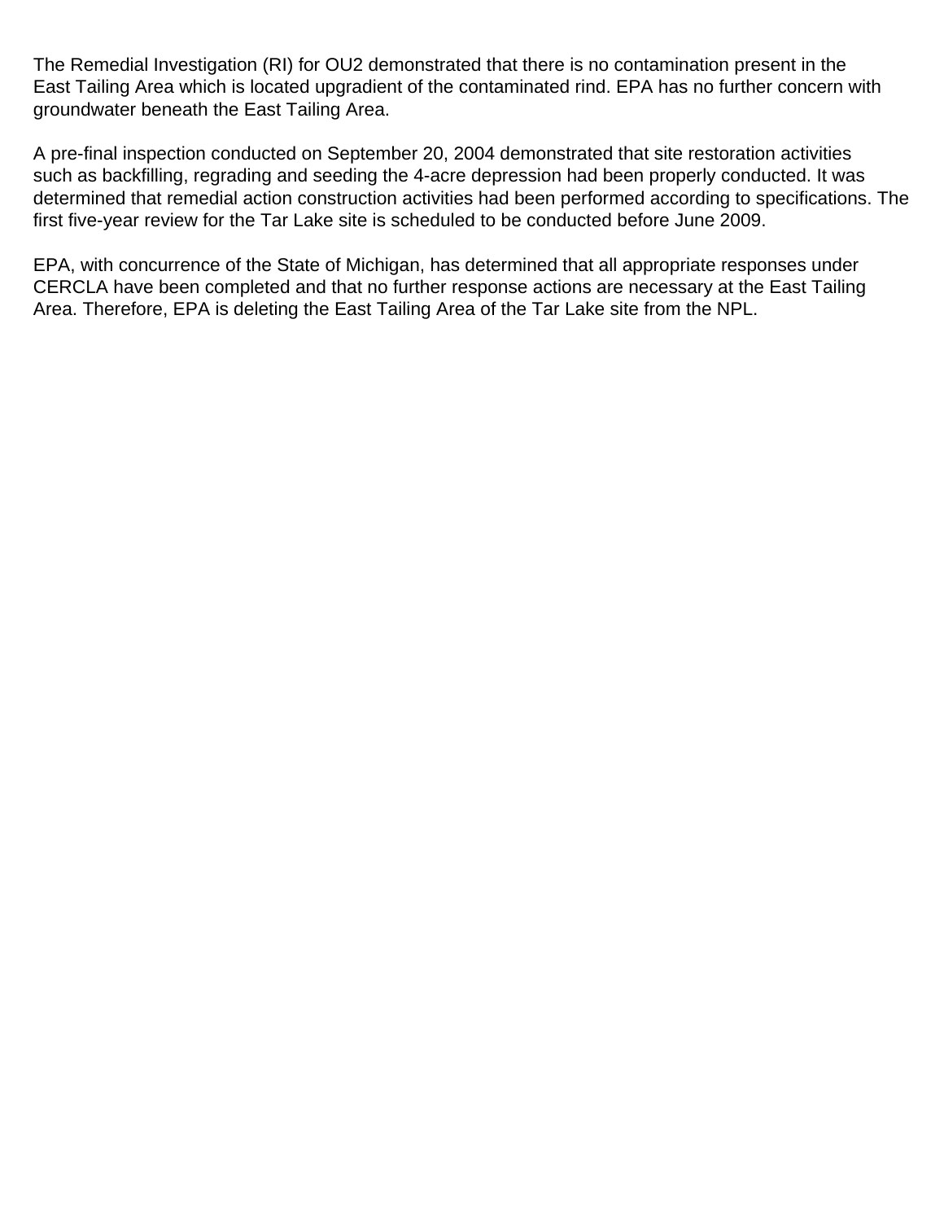The Remedial Investigation (RI) for OU2 demonstrated that there is no contamination present in the East Tailing Area which is located upgradient of the contaminated rind. EPA has no further concern with groundwater beneath the East Tailing Area.

A pre-final inspection conducted on September 20, 2004 demonstrated that site restoration activities such as backfilling, regrading and seeding the 4-acre depression had been properly conducted. It was determined that remedial action construction activities had been performed according to specifications. The first five-year review for the Tar Lake site is scheduled to be conducted before June 2009.

EPA, with concurrence of the State of Michigan, has determined that all appropriate responses under CERCLA have been completed and that no further response actions are necessary at the East Tailing Area. Therefore, EPA is deleting the East Tailing Area of the Tar Lake site from the NPL.